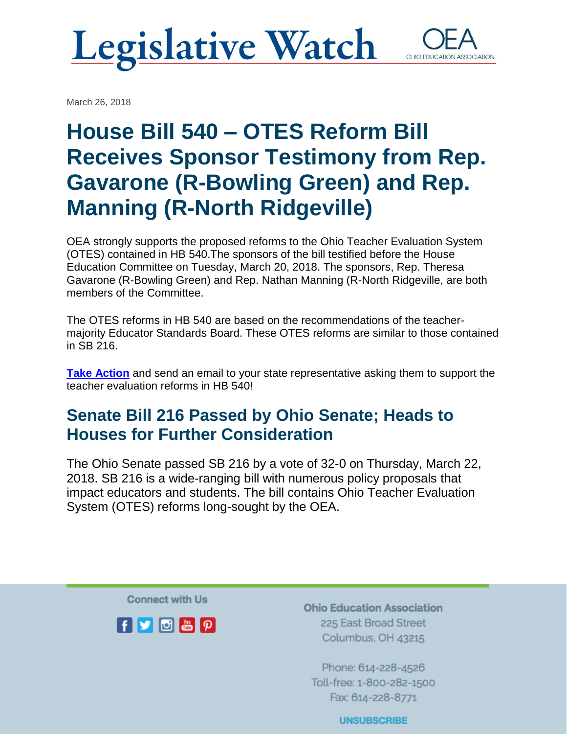# Legislative Watch

OEA
OHIO EDUCATION ASSOCIATION

March 26, 2018

## House Bill 540 – OTES Reform Bill Receives Sponsor Testimony from Rep. Gavarone (R-Bowling Green) and Rep. Manning (R-North Ridgeville)

OEA strongly supports the proposed reforms to the Ohio Teacher Evaluation System (OTES) contained in HB 540.The sponsors of the bill testified before the House Education Committee on Tuesday, March 20, 2018. The sponsors, Rep. Theresa Gavarone (R-Bowling Green) and Rep. Nathan Manning (R-North Ridgeville, are both members of the Committee.

The OTES reforms in HB 540 are based on the recommendations of the teacher-majority Educator Standards Board. These OTES reforms are similar to those contained in SB 216.

**Take Action** and send an email to your state representative asking them to support the teacher evaluation reforms in HB 540!

## Senate Bill 216 Passed by Ohio Senate; Heads to Houses for Further Consideration

The Ohio Senate passed SB 216 by a vote of 32-0 on Thursday, March 22, 2018. SB 216 is a wide-ranging bill with numerous policy proposals that impact educators and students. The bill contains Ohio Teacher Evaluation System (OTES) reforms long-sought by the OEA.

Connect with Us

**Ohio Education Association**
225 East Broad Street
Columbus, OH 43215

Phone: 614-228-4526
Toll-free: 1-800-282-1500
Fax: 614-228-8771

UNSUBSCRIBE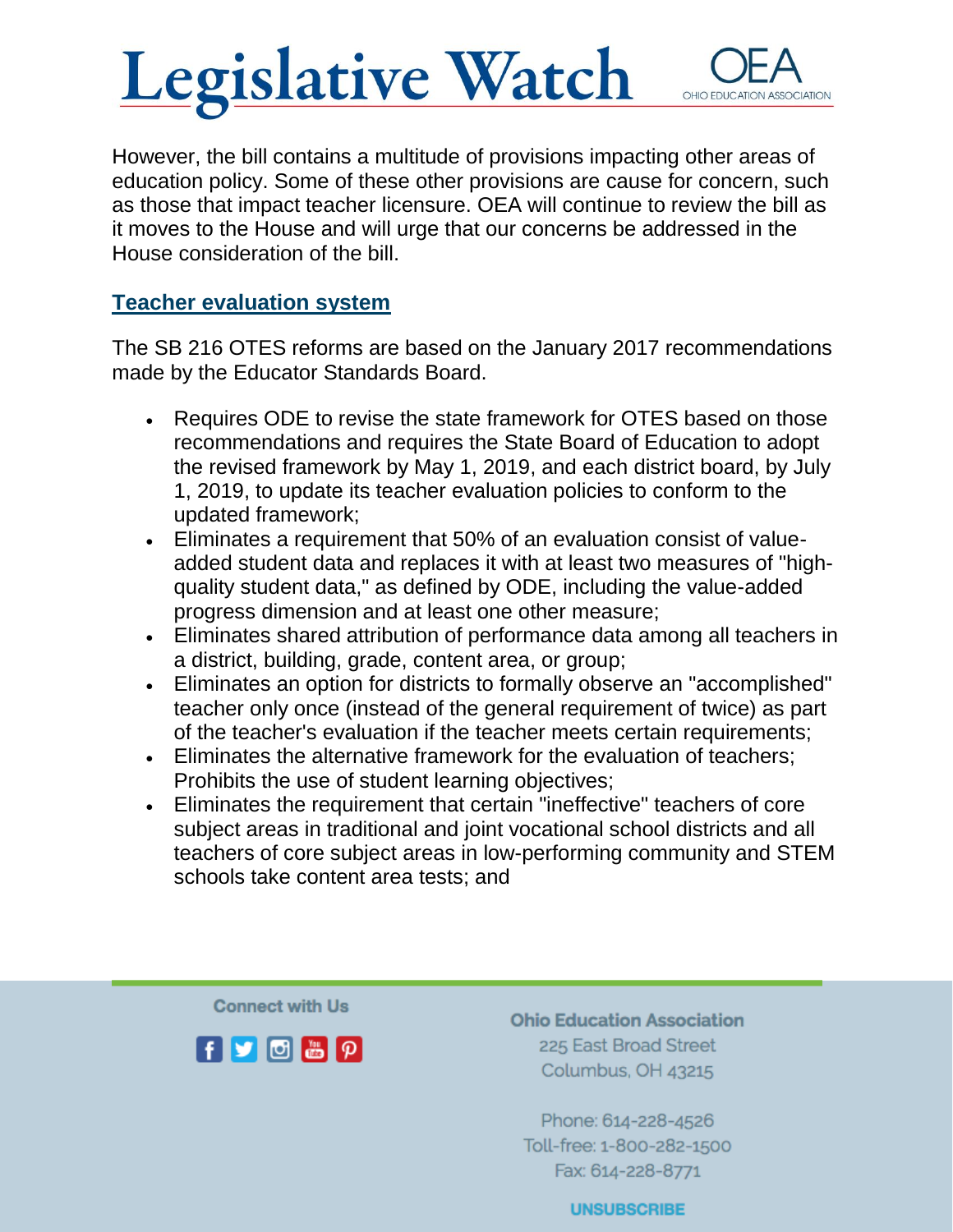However, the bill contains a multitude of provisions impacting other areas of education policy. Some of these other provisions are cause for concern, such as those that impact teacher licensure. OEA will continue to review the bill as it moves to the House and will urge that our concerns be addressed in the House consideration of the bill.

## Teacher evaluation system

The SB 216 OTES reforms are based on the January 2017 recommendations made by the Educator Standards Board.

- Requires ODE to revise the state framework for OTES based on those recommendations and requires the State Board of Education to adopt the revised framework by May 1, 2019, and each district board, by July 1, 2019, to update its teacher evaluation policies to conform to the updated framework;
- Eliminates a requirement that 50% of an evaluation consist of value-added student data and replaces it with at least two measures of "high-quality student data," as defined by ODE, including the value-added progress dimension and at least one other measure;
- Eliminates shared attribution of performance data among all teachers in a district, building, grade, content area, or group;
- Eliminates an option for districts to formally observe an "accomplished" teacher only once (instead of the general requirement of twice) as part of the teacher's evaluation if the teacher meets certain requirements;
- Eliminates the alternative framework for the evaluation of teachers; Prohibits the use of student learning objectives;
- Eliminates the requirement that certain "ineffective" teachers of core subject areas in traditional and joint vocational school districts and all teachers of core subject areas in low-performing community and STEM schools take content area tests; and

Connect with Us

**Ohio Education Association**
225 East Broad Street
Columbus, OH 43215

Phone: 614-228-4526
Toll-free: 1-800-282-1500
Fax: 614-228-8771

UNSUBSCRIBE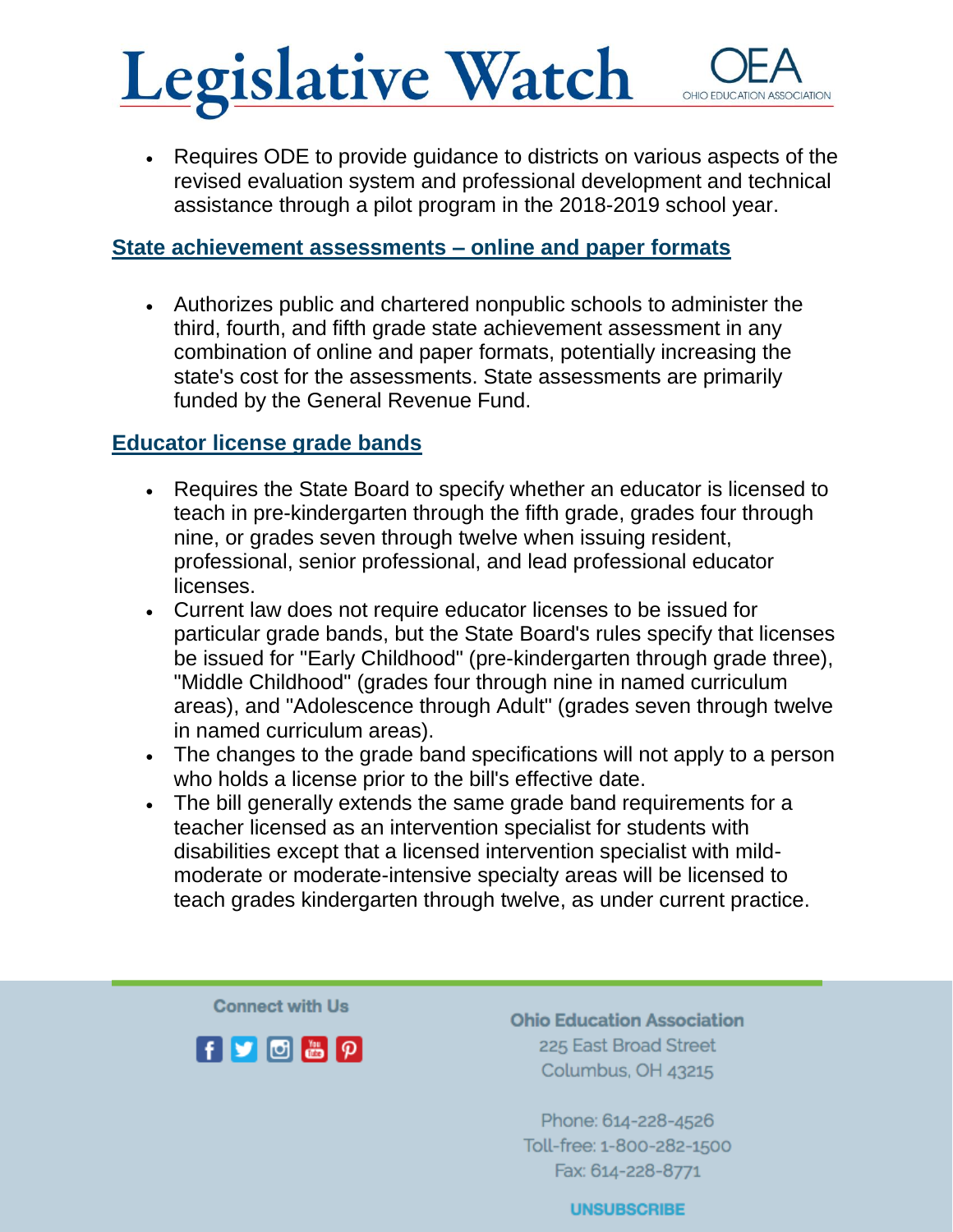- Requires ODE to provide guidance to districts on various aspects of the revised evaluation system and professional development and technical assistance through a pilot program in the 2018-2019 school year.

## State achievement assessments – online and paper formats

- Authorizes public and chartered nonpublic schools to administer the third, fourth, and fifth grade state achievement assessment in any combination of online and paper formats, potentially increasing the state's cost for the assessments. State assessments are primarily funded by the General Revenue Fund.

## Educator license grade bands

- Requires the State Board to specify whether an educator is licensed to teach in pre-kindergarten through the fifth grade, grades four through nine, or grades seven through twelve when issuing resident, professional, senior professional, and lead professional educator licenses.
- Current law does not require educator licenses to be issued for particular grade bands, but the State Board's rules specify that licenses be issued for "Early Childhood" (pre-kindergarten through grade three), "Middle Childhood" (grades four through nine in named curriculum areas), and "Adolescence through Adult" (grades seven through twelve in named curriculum areas).
- The changes to the grade band specifications will not apply to a person who holds a license prior to the bill's effective date.
- The bill generally extends the same grade band requirements for a teacher licensed as an intervention specialist for students with disabilities except that a licensed intervention specialist with mild-moderate or moderate-intensive specialty areas will be licensed to teach grades kindergarten through twelve, as under current practice.

Connect with Us

**Ohio Education Association**
225 East Broad Street
Columbus, OH 43215

Phone: 614-228-4526
Toll-free: 1-800-282-1500
Fax: 614-228-8771

UNSUBSCRIBE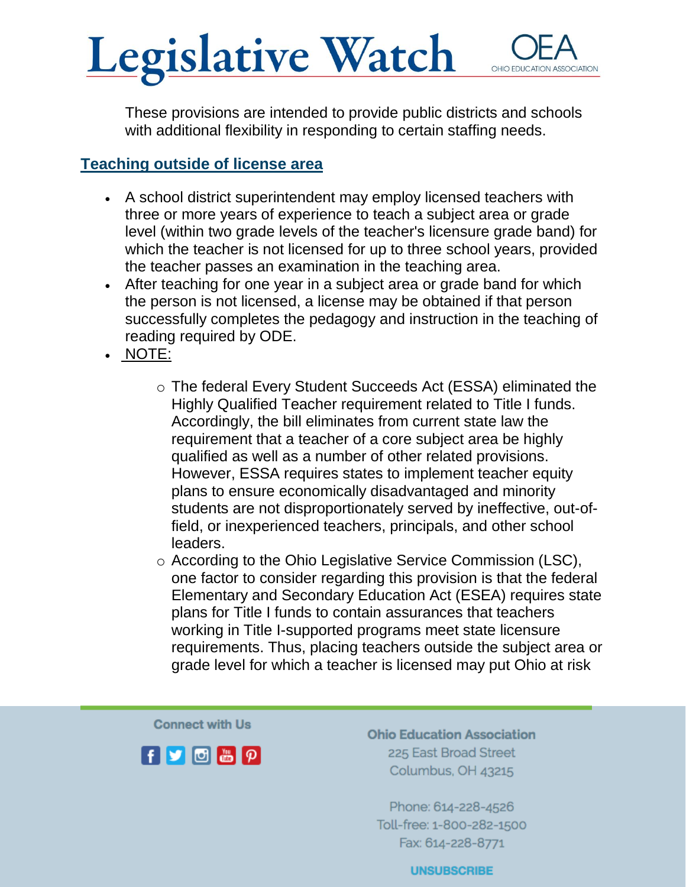These provisions are intended to provide public districts and schools with additional flexibility in responding to certain staffing needs.

## Teaching outside of license area

- A school district superintendent may employ licensed teachers with three or more years of experience to teach a subject area or grade level (within two grade levels of the teacher's licensure grade band) for which the teacher is not licensed for up to three school years, provided the teacher passes an examination in the teaching area.
- After teaching for one year in a subject area or grade band for which the person is not licensed, a license may be obtained if that person successfully completes the pedagogy and instruction in the teaching of reading required by ODE.
- NOTE:
  - The federal Every Student Succeeds Act (ESSA) eliminated the Highly Qualified Teacher requirement related to Title I funds. Accordingly, the bill eliminates from current state law the requirement that a teacher of a core subject area be highly qualified as well as a number of other related provisions. However, ESSA requires states to implement teacher equity plans to ensure economically disadvantaged and minority students are not disproportionately served by ineffective, out-of-field, or inexperienced teachers, principals, and other school leaders.
  - According to the Ohio Legislative Service Commission (LSC), one factor to consider regarding this provision is that the federal Elementary and Secondary Education Act (ESEA) requires state plans for Title I funds to contain assurances that teachers working in Title I-supported programs meet state licensure requirements. Thus, placing teachers outside the subject area or grade level for which a teacher is licensed may put Ohio at risk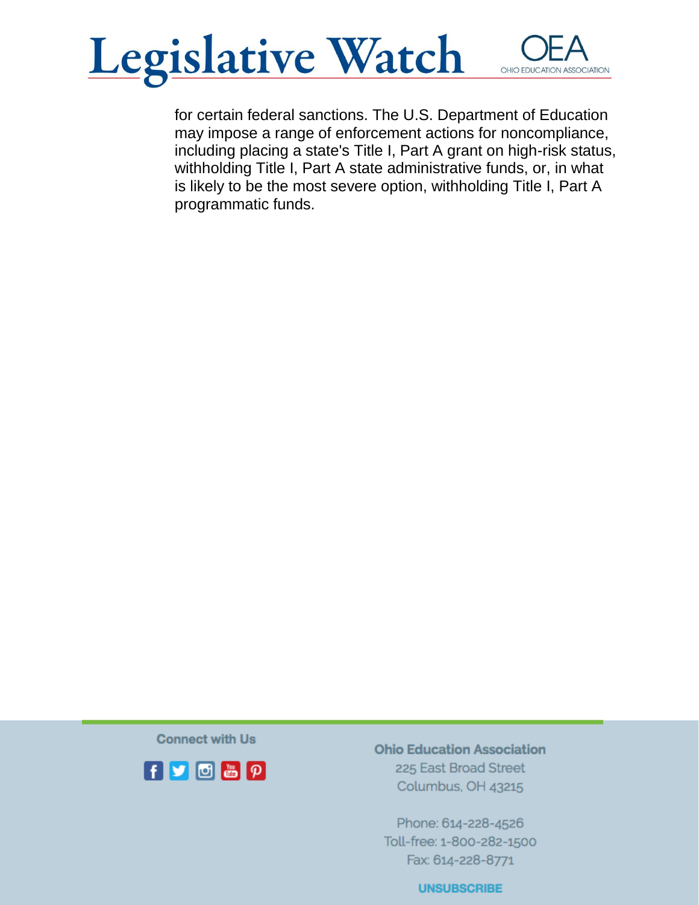for certain federal sanctions. The U.S. Department of Education may impose a range of enforcement actions for noncompliance, including placing a state's Title I, Part A grant on high-risk status, withholding Title I, Part A state administrative funds, or, in what is likely to be the most severe option, withholding Title I, Part A programmatic funds.

Connect with Us

**Ohio Education Association**
225 East Broad Street
Columbus, OH 43215

Phone: 614-228-4526
Toll-free: 1-800-282-1500
Fax: 614-228-8771

UNSUBSCRIBE